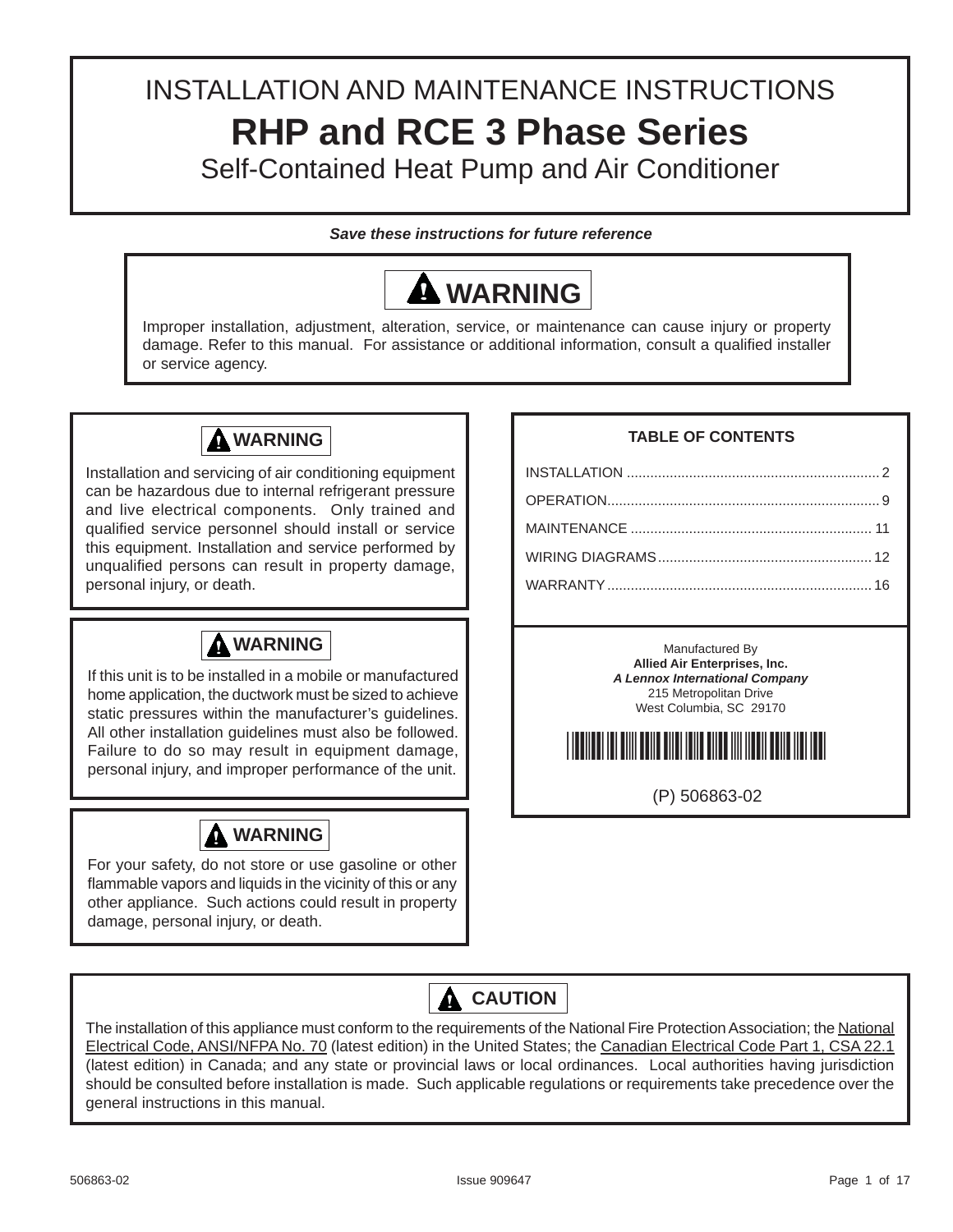# INSTALLATION AND MAINTENANCE INSTRUCTIONS

# RHP and RCE 3 Phase Series

## Self-Contained Heat Pump and Air Conditioner

***Save these instructions for future reference***

**⚠ WARNING**

Improper installation, adjustment, alteration, service, or maintenance can cause injury or property damage. Refer to this manual. For assistance or additional information, consult a qualified installer or service agency.

**⚠ WARNING**

Installation and servicing of air conditioning equipment can be hazardous due to internal refrigerant pressure and live electrical components. Only trained and qualified service personnel should install or service this equipment. Installation and service performed by unqualified persons can result in property damage, personal injury, or death.

**⚠ WARNING**

If this unit is to be installed in a mobile or manufactured home application, the ductwork must be sized to achieve static pressures within the manufacturer's guidelines. All other installation guidelines must also be followed. Failure to do so may result in equipment damage, personal injury, and improper performance of the unit.

**⚠ WARNING**

For your safety, do not store or use gasoline or other flammable vapors and liquids in the vicinity of this or any other appliance. Such actions could result in property damage, personal injury, or death.

**TABLE OF CONTENTS**

| Section | Page |
|---|---|
| INSTALLATION | 2 |
| OPERATION | 9 |
| MAINTENANCE | 11 |
| WIRING DIAGRAMS | 12 |
| WARRANTY | 16 |

Manufactured By
**Allied Air Enterprises, Inc.**
***A Lennox International Company***
215 Metropolitan Drive
West Columbia, SC 29170

(P) 506863-02

**⚠ CAUTION**

The installation of this appliance must conform to the requirements of the National Fire Protection Association; the National Electrical Code, ANSI/NFPA No. 70 (latest edition) in the United States; the Canadian Electrical Code Part 1, CSA 22.1 (latest edition) in Canada; and any state or provincial laws or local ordinances. Local authorities having jurisdiction should be consulted before installation is made. Such applicable regulations or requirements take precedence over the general instructions in this manual.

506863-02 Issue 909647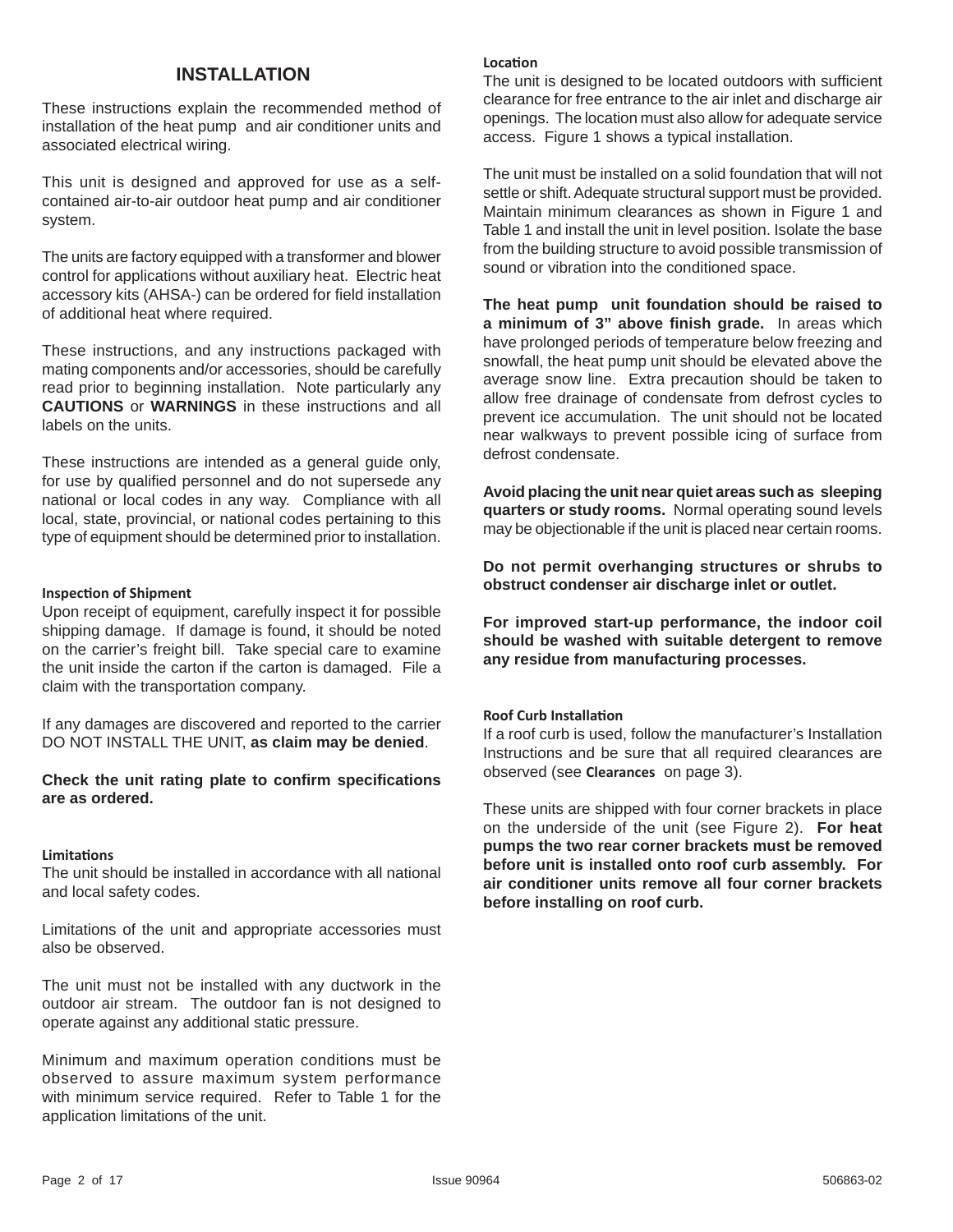## INSTALLATION

These instructions explain the recommended method of installation of the heat pump and air conditioner units and associated electrical wiring.

This unit is designed and approved for use as a self-contained air-to-air outdoor heat pump and air conditioner system.

The units are factory equipped with a transformer and blower control for applications without auxiliary heat. Electric heat accessory kits (AHSA-) can be ordered for field installation of additional heat where required.

These instructions, and any instructions packaged with mating components and/or accessories, should be carefully read prior to beginning installation. Note particularly any **CAUTIONS** or **WARNINGS** in these instructions and all labels on the units.

These instructions are intended as a general guide only, for use by qualified personnel and do not supersede any national or local codes in any way. Compliance with all local, state, provincial, or national codes pertaining to this type of equipment should be determined prior to installation.

#### Inspection of Shipment

Upon receipt of equipment, carefully inspect it for possible shipping damage. If damage is found, it should be noted on the carrier's freight bill. Take special care to examine the unit inside the carton if the carton is damaged. File a claim with the transportation company.

If any damages are discovered and reported to the carrier DO NOT INSTALL THE UNIT, **as claim may be denied**.

**Check the unit rating plate to confirm specifications are as ordered.**

#### Limitations

The unit should be installed in accordance with all national and local safety codes.

Limitations of the unit and appropriate accessories must also be observed.

The unit must not be installed with any ductwork in the outdoor air stream. The outdoor fan is not designed to operate against any additional static pressure.

Minimum and maximum operation conditions must be observed to assure maximum system performance with minimum service required. Refer to Table 1 for the application limitations of the unit.

#### Location

The unit is designed to be located outdoors with sufficient clearance for free entrance to the air inlet and discharge air openings. The location must also allow for adequate service access. Figure 1 shows a typical installation.

The unit must be installed on a solid foundation that will not settle or shift. Adequate structural support must be provided. Maintain minimum clearances as shown in Figure 1 and Table 1 and install the unit in level position. Isolate the base from the building structure to avoid possible transmission of sound or vibration into the conditioned space.

**The heat pump unit foundation should be raised to a minimum of 3" above finish grade.** In areas which have prolonged periods of temperature below freezing and snowfall, the heat pump unit should be elevated above the average snow line. Extra precaution should be taken to allow free drainage of condensate from defrost cycles to prevent ice accumulation. The unit should not be located near walkways to prevent possible icing of surface from defrost condensate.

**Avoid placing the unit near quiet areas such as sleeping quarters or study rooms.** Normal operating sound levels may be objectionable if the unit is placed near certain rooms.

**Do not permit overhanging structures or shrubs to obstruct condenser air discharge inlet or outlet.**

**For improved start-up performance, the indoor coil should be washed with suitable detergent to remove any residue from manufacturing processes.**

#### Roof Curb Installation

If a roof curb is used, follow the manufacturer's Installation Instructions and be sure that all required clearances are observed (see **Clearances** on page 3).

These units are shipped with four corner brackets in place on the underside of the unit (see Figure 2). **For heat pumps the two rear corner brackets must be removed before unit is installed onto roof curb assembly. For air conditioner units remove all four corner brackets before installing on roof curb.**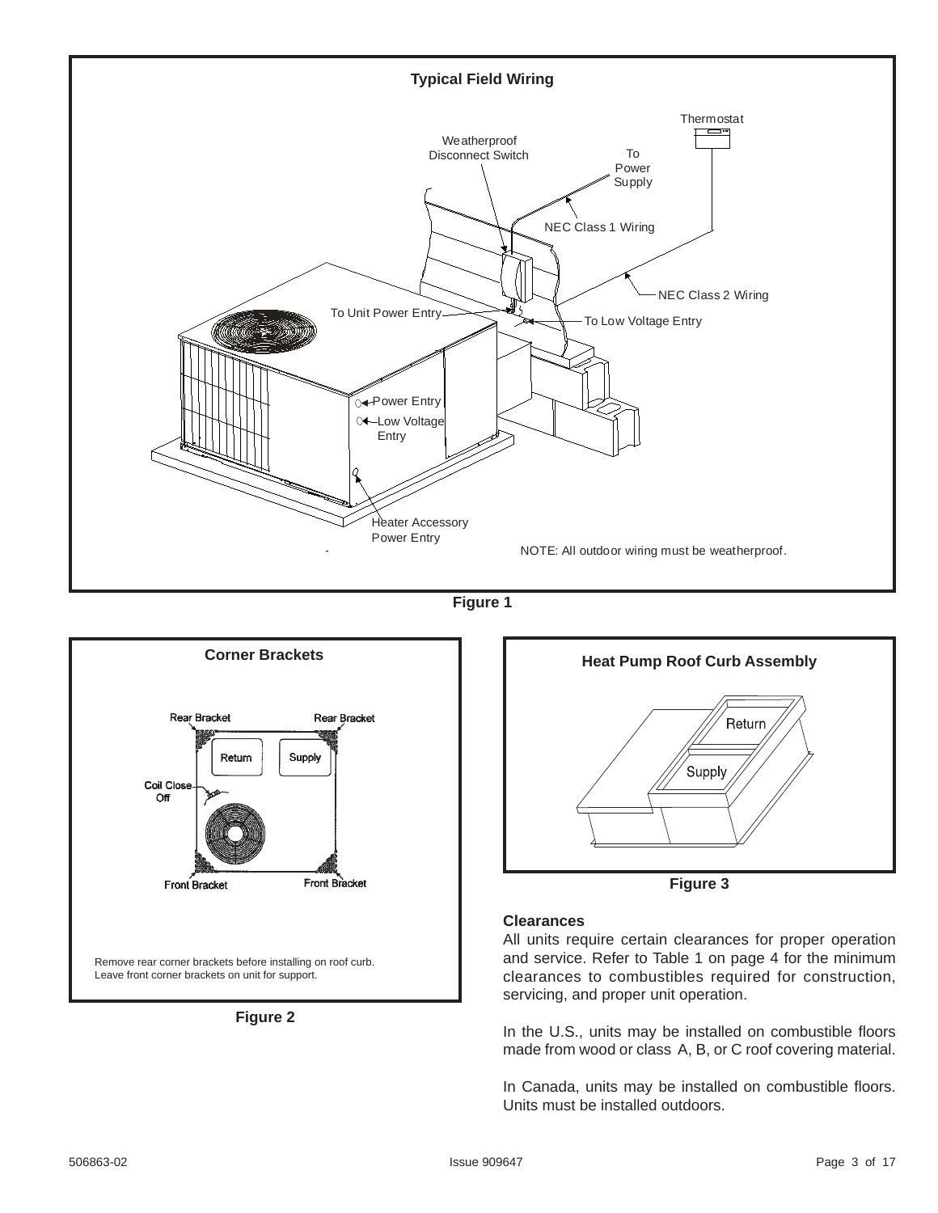**Typical Field Wiring**

Thermostat

Weatherproof Disconnect Switch

To Power Supply

NEC Class 1 Wiring

NEC Class 2 Wiring

To Unit Power Entry

To Low Voltage Entry

Power Entry

Low Voltage Entry

Heater Accessory Power Entry

NOTE: All outdoor wiring must be weatherproof.

**Figure 1**

**Corner Brackets**

Rear Bracket

Rear Bracket

Return

Supply

Coil Close Off

Front Bracket

Front Bracket

Remove rear corner brackets before installing on roof curb.
Leave front corner brackets on unit for support.

**Figure 2**

**Heat Pump Roof Curb Assembly**

Return

Supply

**Figure 3**

## Clearances

All units require certain clearances for proper operation and service. Refer to Table 1 on page 4 for the minimum clearances to combustibles required for construction, servicing, and proper unit operation.

In the U.S., units may be installed on combustible floors made from wood or class A, B, or C roof covering material.

In Canada, units may be installed on combustible floors. Units must be installed outdoors.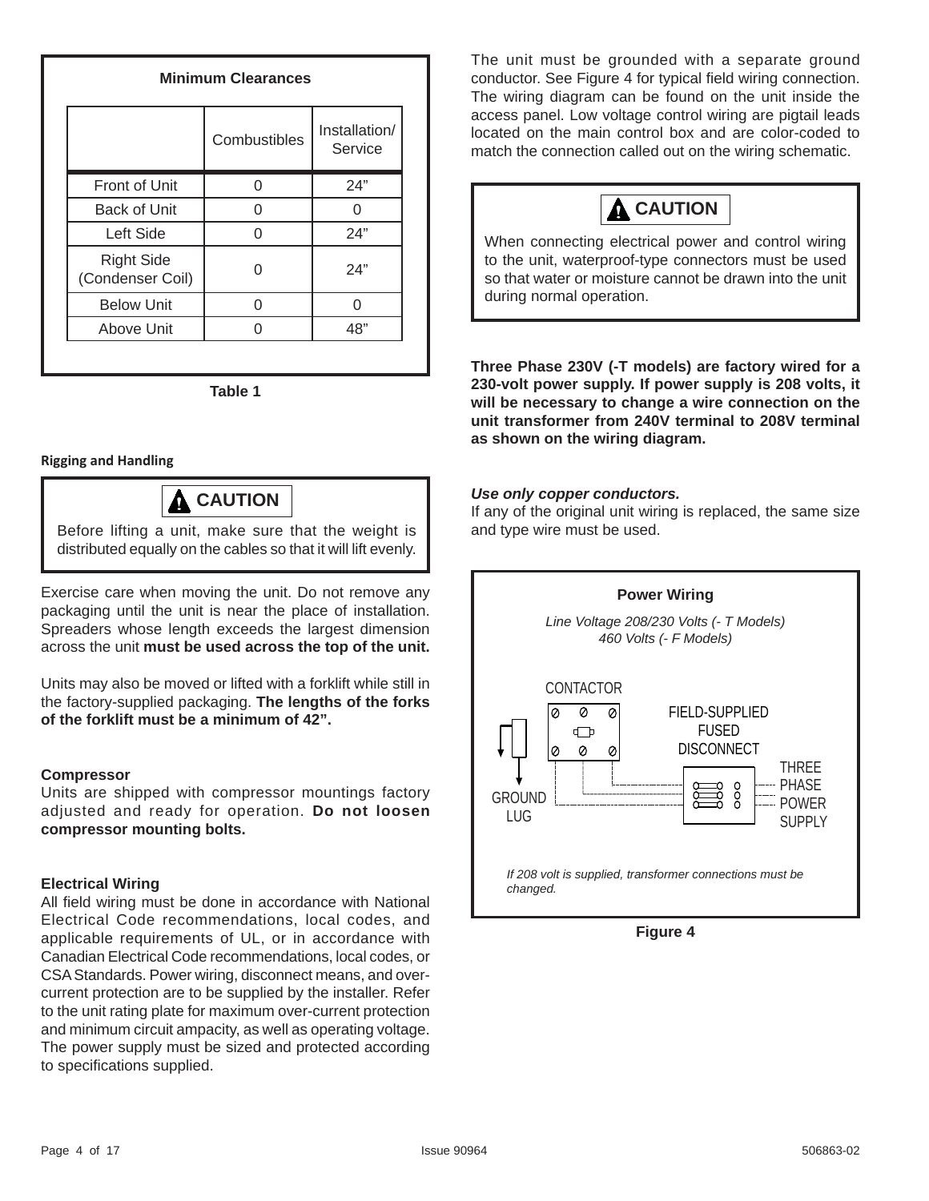**Minimum Clearances**

| | Combustibles | Installation/ Service |
|---|---|---|
| Front of Unit | 0 | 24” |
| Back of Unit | 0 | 0 |
| Left Side | 0 | 24” |
| Right Side (Condenser Coil) | 0 | 24” |
| Below Unit | 0 | 0 |
| Above Unit | 0 | 48” |

Table 1

**Rigging and Handling**

> **CAUTION**
>
> Before lifting a unit, make sure that the weight is distributed equally on the cables so that it will lift evenly.

Exercise care when moving the unit. Do not remove any packaging until the unit is near the place of installation. Spreaders whose length exceeds the largest dimension across the unit **must be used across the top of the unit.**

Units may also be moved or lifted with a forklift while still in the factory-supplied packaging. **The lengths of the forks of the forklift must be a minimum of 42”.**

### Compressor

Units are shipped with compressor mountings factory adjusted and ready for operation. **Do not loosen compressor mounting bolts.**

### Electrical Wiring

All field wiring must be done in accordance with National Electrical Code recommendations, local codes, and applicable requirements of UL, or in accordance with Canadian Electrical Code recommendations, local codes, or CSA Standards. Power wiring, disconnect means, and over-current protection are to be supplied by the installer. Refer to the unit rating plate for maximum over-current protection and minimum circuit ampacity, as well as operating voltage. The power supply must be sized and protected according to specifications supplied.

The unit must be grounded with a separate ground conductor. See Figure 4 for typical field wiring connection. The wiring diagram can be found on the unit inside the access panel. Low voltage control wiring are pigtail leads located on the main control box and are color-coded to match the connection called out on the wiring schematic.

> **CAUTION**
>
> When connecting electrical power and control wiring to the unit, waterproof-type connectors must be used so that water or moisture cannot be drawn into the unit during normal operation.

**Three Phase 230V (-T models) are factory wired for a 230-volt power supply. If power supply is 208 volts, it will be necessary to change a wire connection on the unit transformer from 240V terminal to 208V terminal as shown on the wiring diagram.**

***Use only copper conductors.***

If any of the original unit wiring is replaced, the same size and type wire must be used.

**Power Wiring**

*Line Voltage 208/230 Volts (- T Models)*
*460 Volts (- F Models)*

CONTACTOR

FIELD-SUPPLIED FUSED DISCONNECT

THREE PHASE POWER SUPPLY

GROUND LUG

*If 208 volt is supplied, transformer connections must be changed.*

Figure 4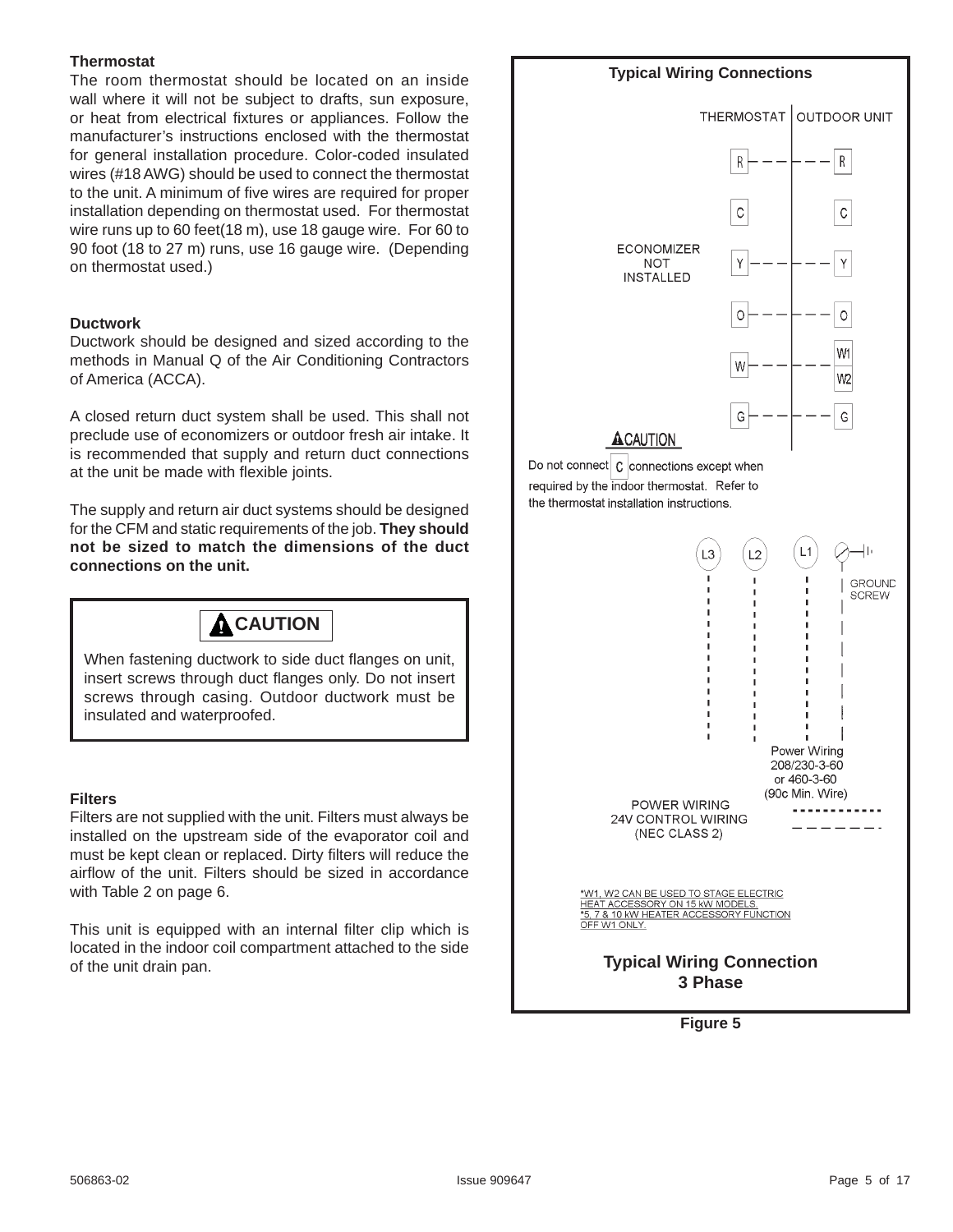### Thermostat

The room thermostat should be located on an inside wall where it will not be subject to drafts, sun exposure, or heat from electrical fixtures or appliances. Follow the manufacturer's instructions enclosed with the thermostat for general installation procedure. Color-coded insulated wires (#18 AWG) should be used to connect the thermostat to the unit. A minimum of five wires are required for proper installation depending on thermostat used. For thermostat wire runs up to 60 feet(18 m), use 18 gauge wire. For 60 to 90 foot (18 to 27 m) runs, use 16 gauge wire. (Depending on thermostat used.)

### Ductwork

Ductwork should be designed and sized according to the methods in Manual Q of the Air Conditioning Contractors of America (ACCA).

A closed return duct system shall be used. This shall not preclude use of economizers or outdoor fresh air intake. It is recommended that supply and return duct connections at the unit be made with flexible joints.

The supply and return air duct systems should be designed for the CFM and static requirements of the job. **They should not be sized to match the dimensions of the duct connections on the unit.**

> **⚠ CAUTION**
>
> When fastening ductwork to side duct flanges on unit, insert screws through duct flanges only. Do not insert screws through casing. Outdoor ductwork must be insulated and waterproofed.

### Filters

Filters are not supplied with the unit. Filters must always be installed on the upstream side of the evaporator coil and must be kept clean or replaced. Dirty filters will reduce the airflow of the unit. Filters should be sized in accordance with Table 2 on page 6.

This unit is equipped with an internal filter clip which is located in the indoor coil compartment attached to the side of the unit drain pan.

**Typical Wiring Connections**

| THERMOSTAT | OUTDOOR UNIT |
|---|---|
| R | R |
| C | C |
| Y | Y |
| O | O |
| W | W1 / W2 |
| G | G |

ECONOMIZER NOT INSTALLED

**⚠CAUTION**

Do not connect C connections except when required by the indoor thermostat. Refer to the thermostat installation instructions.

L3 L2 L1 GROUND SCREW

Power Wiring 208/230-3-60 or 460-3-60 (90c Min. Wire)

POWER WIRING
24V CONTROL WIRING (NEC CLASS 2)

*W1, W2 CAN BE USED TO STAGE ELECTRIC HEAT ACCESSORY ON 15 kW MODELS.
*5, 7 & 10 kW HEATER ACCESSORY FUNCTION OFF W1 ONLY.

**Typical Wiring Connection 3 Phase**

**Figure 5**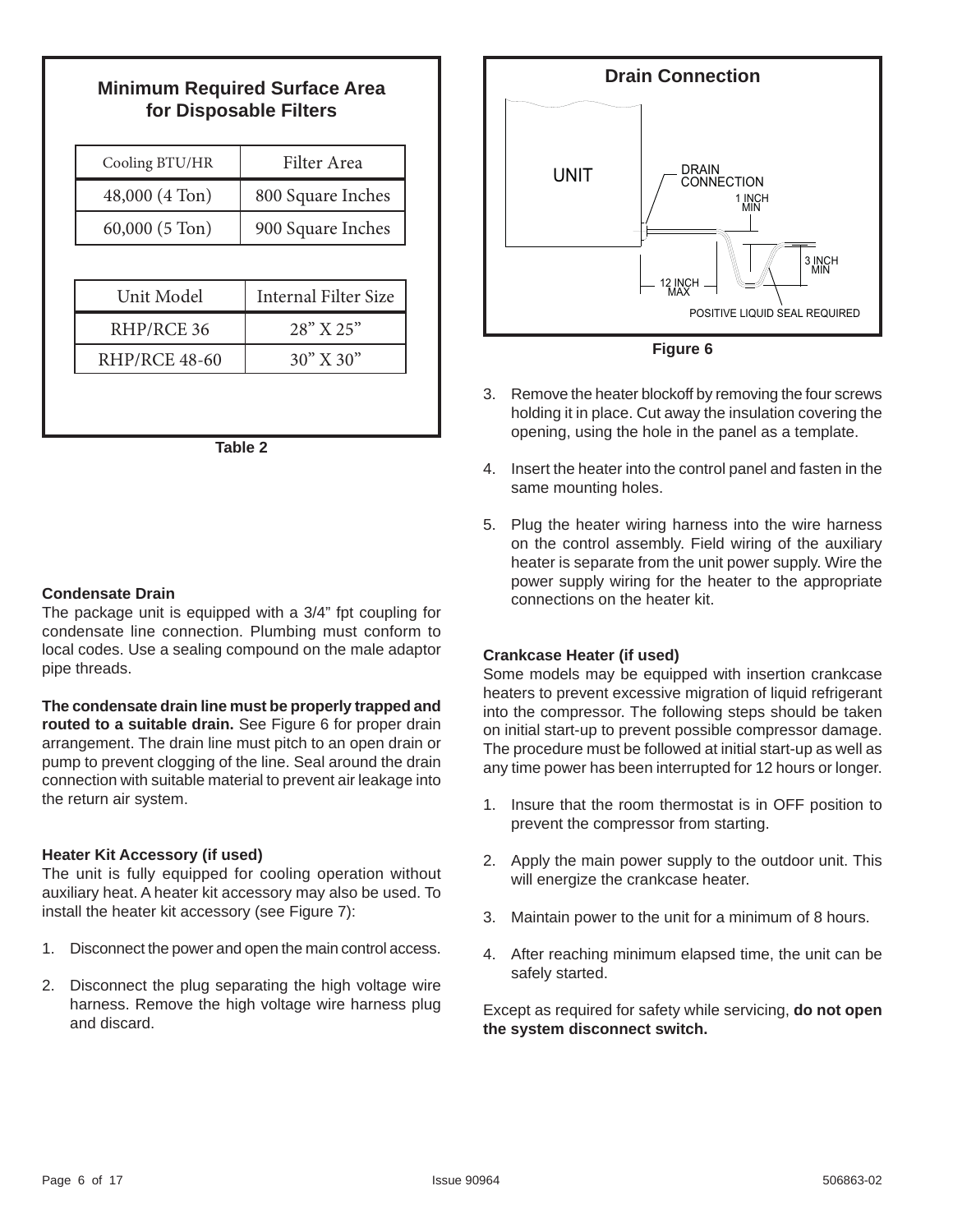## Minimum Required Surface Area for Disposable Filters

| Cooling BTU/HR | Filter Area |
|---|---|
| 48,000 (4 Ton) | 800 Square Inches |
| 60,000 (5 Ton) | 900 Square Inches |

| Unit Model | Internal Filter Size |
|---|---|
| RHP/RCE 36 | 28" X 25" |
| RHP/RCE 48-60 | 30" X 30" |

Table 2

### Condensate Drain

The package unit is equipped with a 3/4" fpt coupling for condensate line connection. Plumbing must conform to local codes. Use a sealing compound on the male adaptor pipe threads.

**The condensate drain line must be properly trapped and routed to a suitable drain.** See Figure 6 for proper drain arrangement. The drain line must pitch to an open drain or pump to prevent clogging of the line. Seal around the drain connection with suitable material to prevent air leakage into the return air system.

### Heater Kit Accessory (if used)

The unit is fully equipped for cooling operation without auxiliary heat. A heater kit accessory may also be used. To install the heater kit accessory (see Figure 7):

1. Disconnect the power and open the main control access.
2. Disconnect the plug separating the high voltage wire harness. Remove the high voltage wire harness plug and discard.

**Drain Connection**

UNIT

DRAIN CONNECTION

1 INCH MIN

3 INCH MIN

12 INCH MAX

POSITIVE LIQUID SEAL REQUIRED

Figure 6

3. Remove the heater blockoff by removing the four screws holding it in place. Cut away the insulation covering the opening, using the hole in the panel as a template.
4. Insert the heater into the control panel and fasten in the same mounting holes.
5. Plug the heater wiring harness into the wire harness on the control assembly. Field wiring of the auxiliary heater is separate from the unit power supply. Wire the power supply wiring for the heater to the appropriate connections on the heater kit.

### Crankcase Heater (if used)

Some models may be equipped with insertion crankcase heaters to prevent excessive migration of liquid refrigerant into the compressor. The following steps should be taken on initial start-up to prevent possible compressor damage. The procedure must be followed at initial start-up as well as any time power has been interrupted for 12 hours or longer.

1. Insure that the room thermostat is in OFF position to prevent the compressor from starting.
2. Apply the main power supply to the outdoor unit. This will energize the crankcase heater.
3. Maintain power to the unit for a minimum of 8 hours.
4. After reaching minimum elapsed time, the unit can be safely started.

Except as required for safety while servicing, **do not open the system disconnect switch.**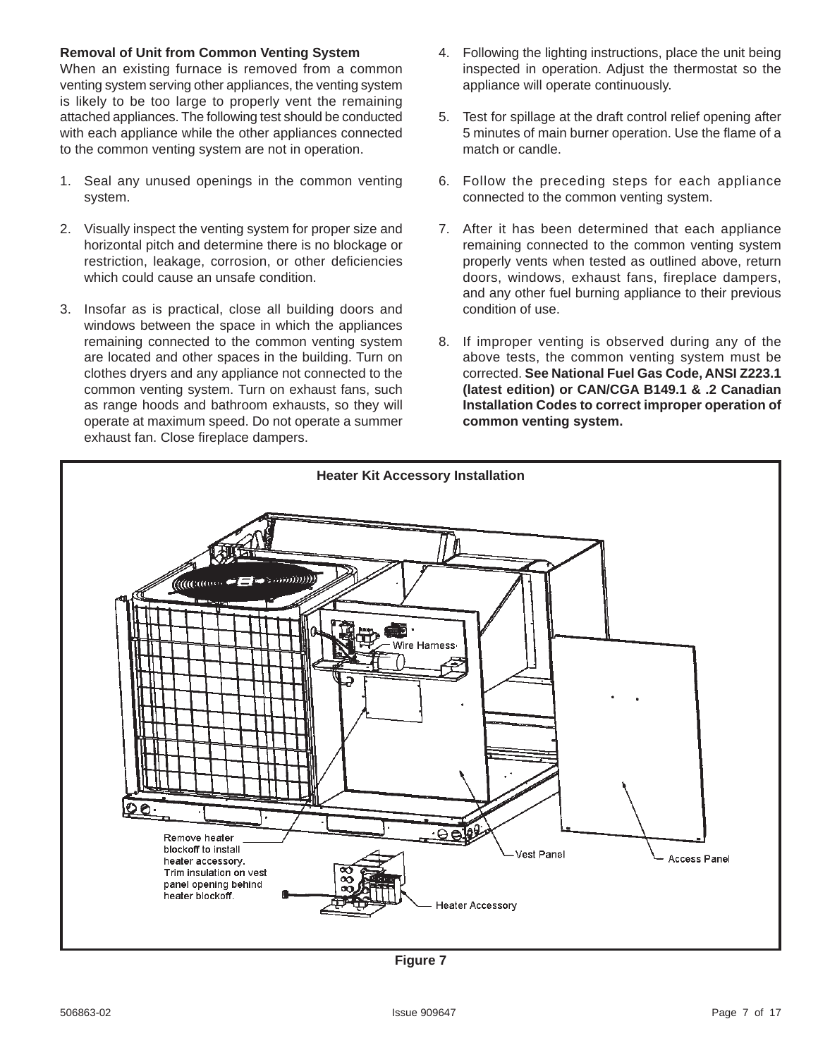**Removal of Unit from Common Venting System**

When an existing furnace is removed from a common venting system serving other appliances, the venting system is likely to be too large to properly vent the remaining attached appliances. The following test should be conducted with each appliance while the other appliances connected to the common venting system are not in operation.

1. Seal any unused openings in the common venting system.
2. Visually inspect the venting system for proper size and horizontal pitch and determine there is no blockage or restriction, leakage, corrosion, or other deficiencies which could cause an unsafe condition.
3. Insofar as is practical, close all building doors and windows between the space in which the appliances remaining connected to the common venting system are located and other spaces in the building. Turn on clothes dryers and any appliance not connected to the common venting system. Turn on exhaust fans, such as range hoods and bathroom exhausts, so they will operate at maximum speed. Do not operate a summer exhaust fan. Close fireplace dampers.
4. Following the lighting instructions, place the unit being inspected in operation. Adjust the thermostat so the appliance will operate continuously.
5. Test for spillage at the draft control relief opening after 5 minutes of main burner operation. Use the flame of a match or candle.
6. Follow the preceding steps for each appliance connected to the common venting system.
7. After it has been determined that each appliance remaining connected to the common venting system properly vents when tested as outlined above, return doors, windows, exhaust fans, fireplace dampers, and any other fuel burning appliance to their previous condition of use.
8. If improper venting is observed during any of the above tests, the common venting system must be corrected. **See National Fuel Gas Code, ANSI Z223.1 (latest edition) or CAN/CGA B149.1 & .2 Canadian Installation Codes to correct improper operation of common venting system.**

**Heater Kit Accessory Installation**

Wire Harness

Remove heater blockoff to install heater accessory. Trim insulation on vest panel opening behind heater blockoff.

Vest Panel

Access Panel

Heater Accessory

**Figure 7**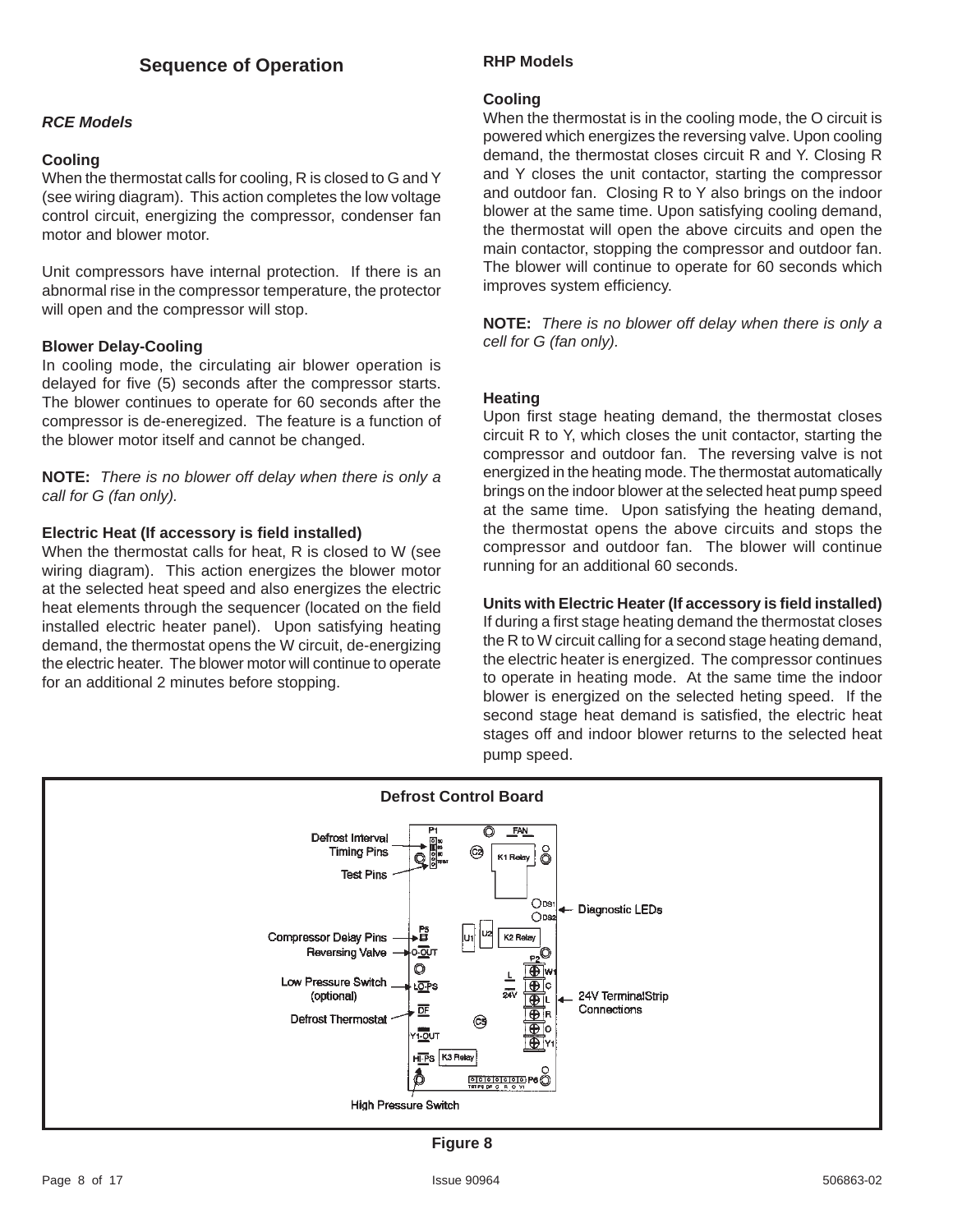## Sequence of Operation

### *RCE Models*

**Cooling**

When the thermostat calls for cooling, R is closed to G and Y (see wiring diagram). This action completes the low voltage control circuit, energizing the compressor, condenser fan motor and blower motor.

Unit compressors have internal protection. If there is an abnormal rise in the compressor temperature, the protector will open and the compressor will stop.

**Blower Delay-Cooling**

In cooling mode, the circulating air blower operation is delayed for five (5) seconds after the compressor starts. The blower continues to operate for 60 seconds after the compressor is de-eneregized. The feature is a function of the blower motor itself and cannot be changed.

**NOTE:** *There is no blower off delay when there is only a call for G (fan only).*

**Electric Heat (If accessory is field installed)**

When the thermostat calls for heat, R is closed to W (see wiring diagram). This action energizes the blower motor at the selected heat speed and also energizes the electric heat elements through the sequencer (located on the field installed electric heater panel). Upon satisfying heating demand, the thermostat opens the W circuit, de-energizing the electric heater. The blower motor will continue to operate for an additional 2 minutes before stopping.

### RHP Models

**Cooling**

When the thermostat is in the cooling mode, the O circuit is powered which energizes the reversing valve. Upon cooling demand, the thermostat closes circuit R and Y. Closing R and Y closes the unit contactor, starting the compressor and outdoor fan. Closing R to Y also brings on the indoor blower at the same time. Upon satisfying cooling demand, the thermostat will open the above circuits and open the main contactor, stopping the compressor and outdoor fan. The blower will continue to operate for 60 seconds which improves system efficiency.

**NOTE:** *There is no blower off delay when there is only a cell for G (fan only).*

**Heating**

Upon first stage heating demand, the thermostat closes circuit R to Y, which closes the unit contactor, starting the compressor and outdoor fan. The reversing valve is not energized in the heating mode. The thermostat automatically brings on the indoor blower at the selected heat pump speed at the same time. Upon satisfying the heating demand, the thermostat opens the above circuits and stops the compressor and outdoor fan. The blower will continue running for an additional 60 seconds.

**Units with Electric Heater (If accessory is field installed)**

If during a first stage heating demand the thermostat closes the R to W circuit calling for a second stage heating demand, the electric heater is energized. The compressor continues to operate in heating mode. At the same time the indoor blower is energized on the selected heting speed. If the second stage heat demand is satisfied, the electric heat stages off and indoor blower returns to the selected heat pump speed.

**Defrost Control Board**

Defrost Interval Timing Pins
Test Pins
Compressor Delay Pins
Reversing Valve
Low Pressure Switch (optional)
Defrost Thermostat
High Pressure Switch
Diagnostic LEDs
24V TerminalStrip Connections

**Figure 8**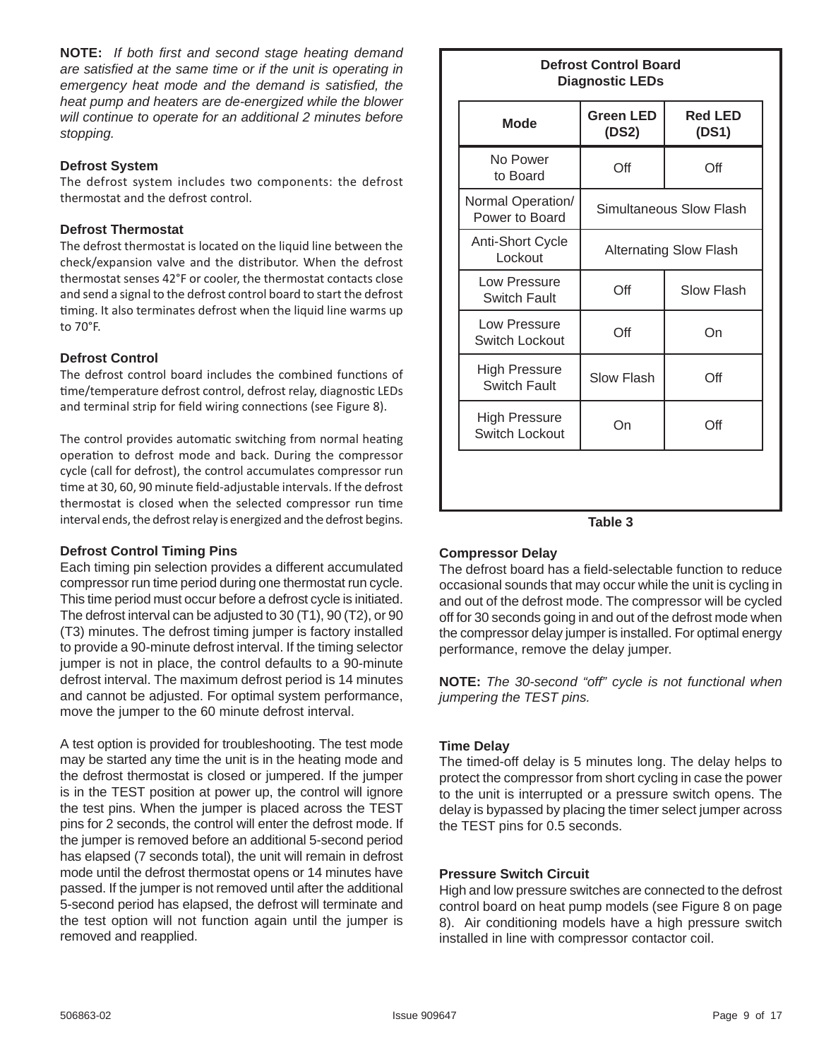**NOTE:** *If both first and second stage heating demand are satisfied at the same time or if the unit is operating in emergency heat mode and the demand is satisfied, the heat pump and heaters are de-energized while the blower will continue to operate for an additional 2 minutes before stopping.*

### Defrost System

The defrost system includes two components: the defrost thermostat and the defrost control.

### Defrost Thermostat

The defrost thermostat is located on the liquid line between the check/expansion valve and the distributor. When the defrost thermostat senses 42°F or cooler, the thermostat contacts close and send a signal to the defrost control board to start the defrost timing. It also terminates defrost when the liquid line warms up to 70°F.

### Defrost Control

The defrost control board includes the combined functions of time/temperature defrost control, defrost relay, diagnostic LEDs and terminal strip for field wiring connections (see Figure 8).

The control provides automatic switching from normal heating operation to defrost mode and back. During the compressor cycle (call for defrost), the control accumulates compressor run time at 30, 60, 90 minute field-adjustable intervals. If the defrost thermostat is closed when the selected compressor run time interval ends, the defrost relay is energized and the defrost begins.

### Defrost Control Timing Pins

Each timing pin selection provides a different accumulated compressor run time period during one thermostat run cycle. This time period must occur before a defrost cycle is initiated. The defrost interval can be adjusted to 30 (T1), 90 (T2), or 90 (T3) minutes. The defrost timing jumper is factory installed to provide a 90-minute defrost interval. If the timing selector jumper is not in place, the control defaults to a 90-minute defrost interval. The maximum defrost period is 14 minutes and cannot be adjusted. For optimal system performance, move the jumper to the 60 minute defrost interval.

A test option is provided for troubleshooting. The test mode may be started any time the unit is in the heating mode and the defrost thermostat is closed or jumpered. If the jumper is in the TEST position at power up, the control will ignore the test pins. When the jumper is placed across the TEST pins for 2 seconds, the control will enter the defrost mode. If the jumper is removed before an additional 5-second period has elapsed (7 seconds total), the unit will remain in defrost mode until the defrost thermostat opens or 14 minutes have passed. If the jumper is not removed until after the additional 5-second period has elapsed, the defrost will terminate and the test option will not function again until the jumper is removed and reapplied.

**Defrost Control Board Diagnostic LEDs**

| Mode | Green LED (DS2) | Red LED (DS1) |
|---|---|---|
| No Power to Board | Off | Off |
| Normal Operation/ Power to Board | Simultaneous Slow Flash | |
| Anti-Short Cycle Lockout | Alternating Slow Flash | |
| Low Pressure Switch Fault | Off | Slow Flash |
| Low Pressure Switch Lockout | Off | On |
| High Pressure Switch Fault | Slow Flash | Off |
| High Pressure Switch Lockout | On | Off |

**Table 3**

### Compressor Delay

The defrost board has a field-selectable function to reduce occasional sounds that may occur while the unit is cycling in and out of the defrost mode. The compressor will be cycled off for 30 seconds going in and out of the defrost mode when the compressor delay jumper is installed. For optimal energy performance, remove the delay jumper.

**NOTE:** *The 30-second "off" cycle is not functional when jumpering the TEST pins.*

### Time Delay

The timed-off delay is 5 minutes long. The delay helps to protect the compressor from short cycling in case the power to the unit is interrupted or a pressure switch opens. The delay is bypassed by placing the timer select jumper across the TEST pins for 0.5 seconds.

### Pressure Switch Circuit

High and low pressure switches are connected to the defrost control board on heat pump models (see Figure 8 on page 8). Air conditioning models have a high pressure switch installed in line with compressor contactor coil.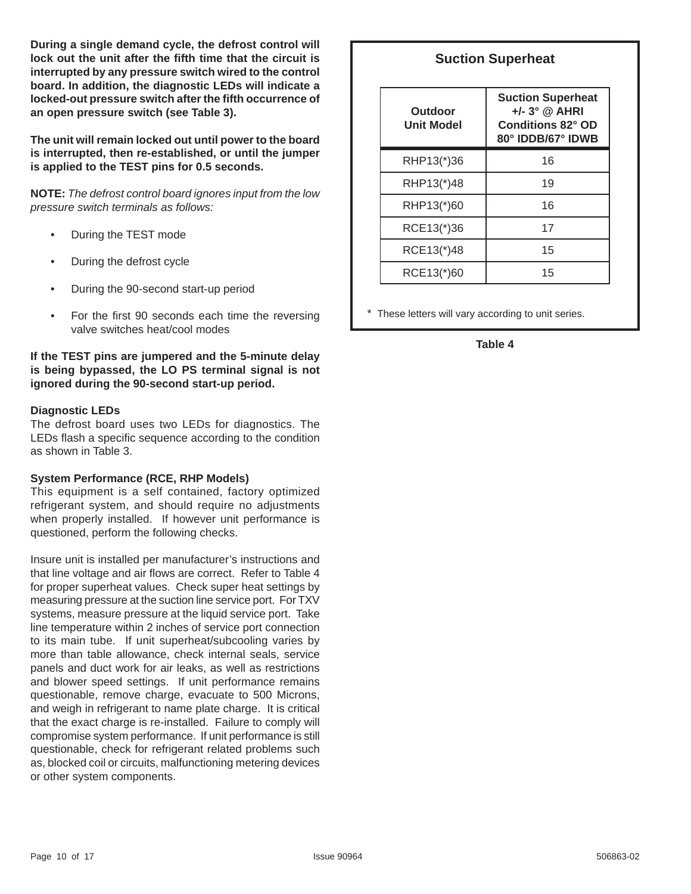**During a single demand cycle, the defrost control will lock out the unit after the fifth time that the circuit is interrupted by any pressure switch wired to the control board. In addition, the diagnostic LEDs will indicate a locked-out pressure switch after the fifth occurrence of an open pressure switch (see Table 3).**

**The unit will remain locked out until power to the board is interrupted, then re-established, or until the jumper is applied to the TEST pins for 0.5 seconds.**

**NOTE:** *The defrost control board ignores input from the low pressure switch terminals as follows:*

- During the TEST mode
- During the defrost cycle
- During the 90-second start-up period
- For the first 90 seconds each time the reversing valve switches heat/cool modes

**If the TEST pins are jumpered and the 5-minute delay is being bypassed, the LO PS terminal signal is not ignored during the 90-second start-up period.**

### Diagnostic LEDs

The defrost board uses two LEDs for diagnostics. The LEDs flash a specific sequence according to the condition as shown in Table 3.

### System Performance (RCE, RHP Models)

This equipment is a self contained, factory optimized refrigerant system, and should require no adjustments when properly installed. If however unit performance is questioned, perform the following checks.

Insure unit is installed per manufacturer's instructions and that line voltage and air flows are correct. Refer to Table 4 for proper superheat values. Check super heat settings by measuring pressure at the suction line service port. For TXV systems, measure pressure at the liquid service port. Take line temperature within 2 inches of service port connection to its main tube. If unit superheat/subcooling varies by more than table allowance, check internal seals, service panels and duct work for air leaks, as well as restrictions and blower speed settings. If unit performance remains questionable, remove charge, evacuate to 500 Microns, and weigh in refrigerant to name plate charge. It is critical that the exact charge is re-installed. Failure to comply will compromise system performance. If unit performance is still questionable, check for refrigerant related problems such as, blocked coil or circuits, malfunctioning metering devices or other system components.

**Suction Superheat**

| Outdoor Unit Model | Suction Superheat +/- 3° @ AHRI Conditions 82° OD 80° IDDB/67° IDWB |
|---|---|
| RHP13(*)36 | 16 |
| RHP13(*)48 | 19 |
| RHP13(*)60 | 16 |
| RCE13(*)36 | 17 |
| RCE13(*)48 | 15 |
| RCE13(*)60 | 15 |

\* These letters will vary according to unit series.

**Table 4**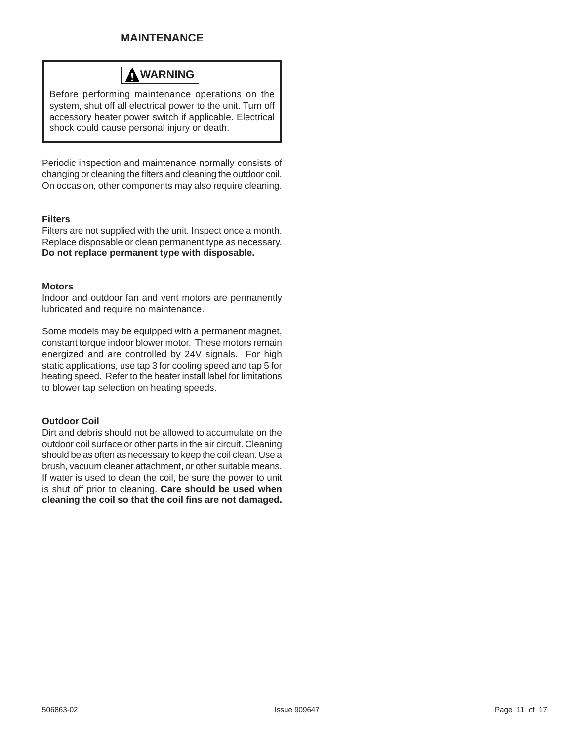## MAINTENANCE

> **⚠ WARNING**
>
> Before performing maintenance operations on the system, shut off all electrical power to the unit. Turn off accessory heater power switch if applicable. Electrical shock could cause personal injury or death.

Periodic inspection and maintenance normally consists of changing or cleaning the filters and cleaning the outdoor coil. On occasion, other components may also require cleaning.

### Filters

Filters are not supplied with the unit. Inspect once a month. Replace disposable or clean permanent type as necessary. **Do not replace permanent type with disposable.**

### Motors

Indoor and outdoor fan and vent motors are permanently lubricated and require no maintenance.

Some models may be equipped with a permanent magnet, constant torque indoor blower motor. These motors remain energized and are controlled by 24V signals. For high static applications, use tap 3 for cooling speed and tap 5 for heating speed. Refer to the heater install label for limitations to blower tap selection on heating speeds.

### Outdoor Coil

Dirt and debris should not be allowed to accumulate on the outdoor coil surface or other parts in the air circuit. Cleaning should be as often as necessary to keep the coil clean. Use a brush, vacuum cleaner attachment, or other suitable means. If water is used to clean the coil, be sure the power to unit is shut off prior to cleaning. **Care should be used when cleaning the coil so that the coil fins are not damaged.**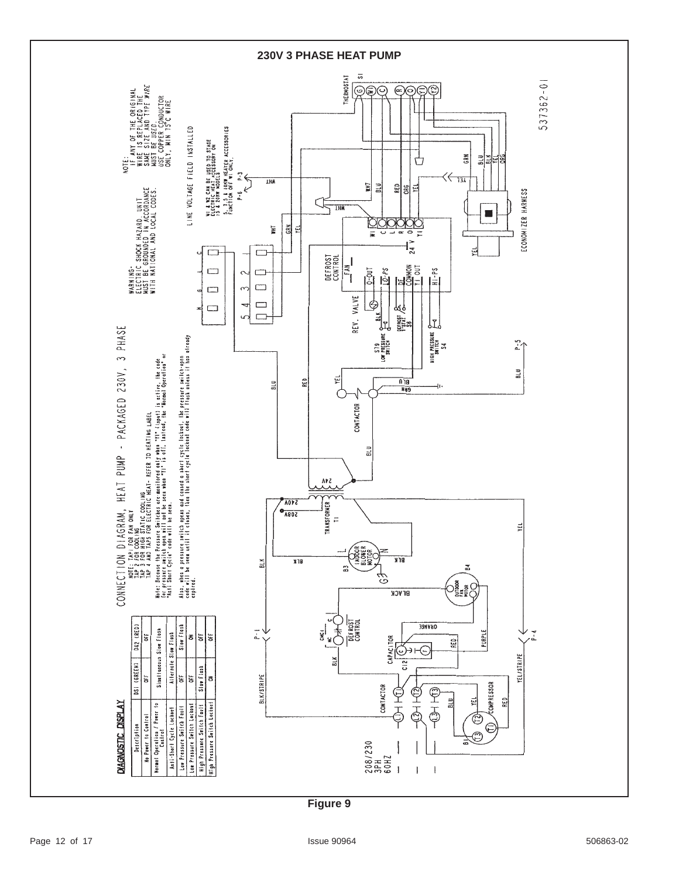## 230V 3 PHASE HEAT PUMP

CONNECTION DIAGRAM, HEAT PUMP - PACKAGED 230V, 3 PHASE

NOTE: TAP 1 FOR FAN ONLY
TAP 2 FOR COOLING
TAP 3 FOR HIGH STATIC COOLING
TAP 4 AND TAP 5 FOR ELECTRIC HEAT- REFER TO HEATING LABEL

Note: Because the Pressure Switches are monitored only when "Y1" (input) is active, the code for pressure switch open will not be seen when "Y1" is off. Instead, the "Normal Operation" or "Anti Short Cycle" code will be seen.

Also, when a pressure switch opens and caused a short cycle lockout, the pressure switch-open code will be seen until it closes, then the short cycle lockout code will flash unless it has already expired.

WARNING-
ELECTRIC SHOCK HAZARD. UNIT MUST BE GROUNDED IN ACCORDANCE WITH NATIONAL AND LOCAL CODES.

NOTE:
IF ANY OF THE ORIGINAL WIRE IS REPLACED THE SAME SIZE AND TYPE WIRE MUST BE USED.
USE COPPER CONDUCTOR ONLY, MIN 75°C WIRE

LINE VOLTAGE FIELD INSTALLED

W1 & W2 CAN BE USED TO STAGE ELECTRIC HEAT ACCESSORY ON 15 & 20KW MODELS
5, 7.5 & 10KW HEATER ACCESSORIES FUNCTION OFF W1 ONLY.

537362-01

**DIAGNOSTIC DISPLAY**

| Description | DS1 (GREEN) | DS2 (RED) |
|---|---|---|
| No Power to Control | OFF | OFF |
| Normal Operation / Power to Control | Simultaneous Slow Flash | |
| Anti-Short Cycle Lockout | Alternate Slow Flash | |
| Low Pressure Switch Fault | OFF | Slow Flash |
| Low Pressure Switch Lockout | OFF | ON |
| High Pressure Switch Fault | Slow Flash | OFF |
| High Pressure Switch Lockout | ON | OFF |

**Figure 9**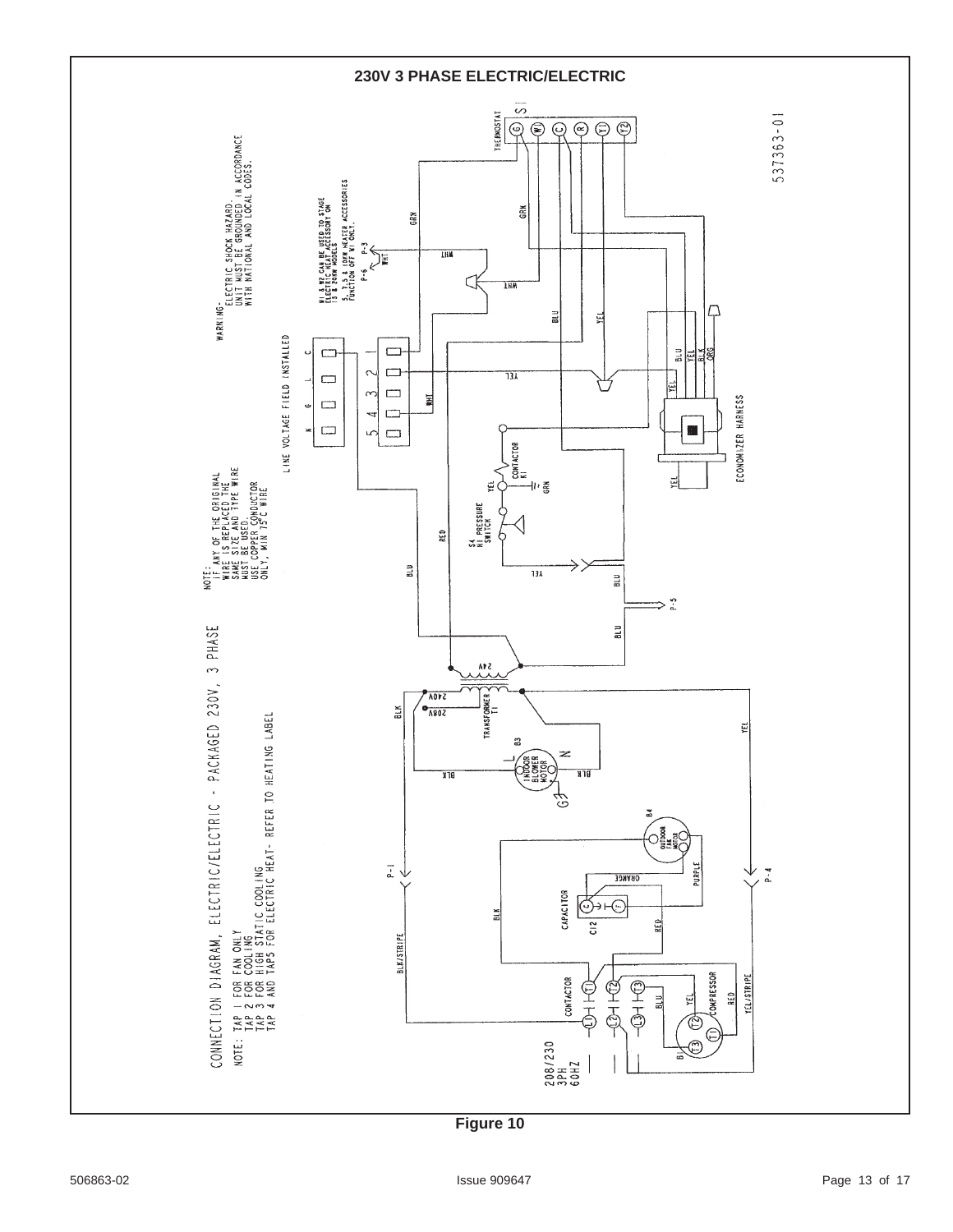## 230V 3 PHASE ELECTRIC/ELECTRIC

CONNECTION DIAGRAM, ELECTRIC/ELECTRIC - PACKAGED 230V, 3 PHASE

NOTE: TAP 1 FOR FAN ONLY
TAP 2 FOR COOLING
TAP 3 FOR HIGH STATIC COOLING
TAP 4 AND TAP5 FOR ELECTRIC HEAT- REFER TO HEATING LABEL

NOTE:
IF ANY OF THE ORIGINAL WIRE IS REPLACED THE SAME SIZE AND TYPE WIRE MUST BE USED.
USE COPPER CONDUCTOR ONLY, MIN 75°C WIRE

WARNING-
ELECTRIC SHOCK HAZARD.
UNIT MUST BE GROUNDED IN ACCORDANCE WITH NATIONAL AND LOCAL CODES.

W1 & W2 CAN BE USED TO STAGE ELECTRIC HEAT ACCESSORY ON 15 & 20KW MODELS
5, 7.5 & 10KW HEATER ACCESSORIES FUNCTION OFF W1 ONLY.

LINE VOLTAGE FIELD INSTALLED

THERMOSTAT

ECONOMIZER HARNESS

537363-01

Figure 10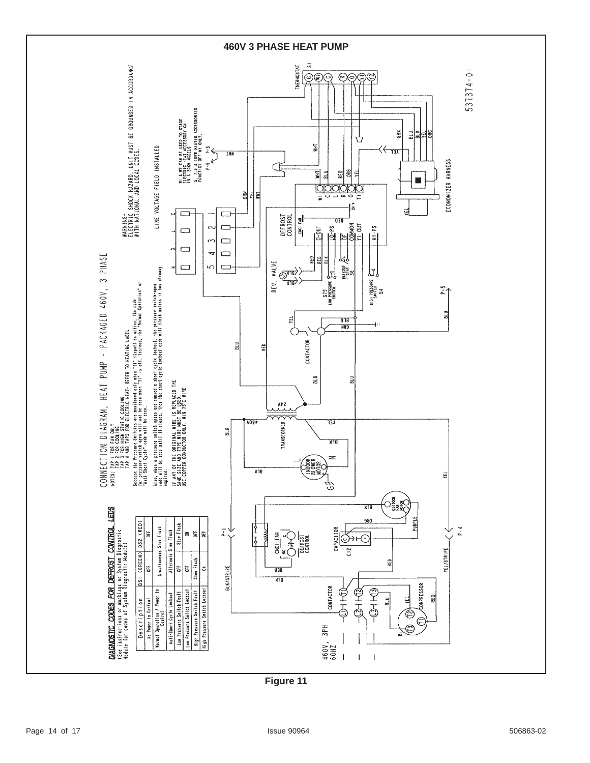# 460V 3 PHASE HEAT PUMP

CONNECTION DIAGRAM, HEAT PUMP - PACKAGED 460V, 3 PHASE

NOTES: TAP 1 FOR FAN ONLY
TAP 2 FOR COOLING
TAP 3 FOR HIGH STATIC COOLING
TAP 4 AND TAP 5 FOR ELECTRIC HEAT- REFER TO HEATING LABEL

Because the Pressure Switches are monitored only when "Y1" (input) is active, the code for pressure switch open will not be seen when "Y1" is off. Instead, the "Normal Operation" or "Anti Short Cycle" code will be seen.

Also, when a pressure switch opens and caused a short cycle lockout, the pressure switch-open code will not be seen until it closes, then the short cycle lockout code will flash unless it has already expired.

IF ANY OF THE ORIGINAL WIRE IS REPLACED THE SAME SIZE AND TYPE WIRE MUST BE USED. USE COPPER CONDUCTOR ONLY. MIN 75°C WIRE

WARNING- ELECTRIC SHOCK HAZARD. UNIT MUST BE GROUNDED IN ACCORDANCE WITH NATIONAL AND LOCAL CODES.

LINE VOLTAGE FIELD INSTALLED

W1 & W2 CAN BE USED TO STAGE ELECTRIC HEAT ACCESSORY ON 15 & 20KW MODELS

5, 7.5 & 10KW HEATER ACCESSORIES FUNCTION OFF W1 ONLY.

## DIAGNOSTIC CODES FOR DEFROST CONTROL LEDS

(See instructions or markings on System Diagnostic Module for codes of System Diagnostic Module)

| Description | DS1 (GREEN) | DS2 (RED) |
|---|---|---|
| No Power to Control | OFF | OFF |
| Normal Operation / Power to Control | Simultaneous Slow Flash | |
| Anti-Short Cycle Lockout | Alternate Slow Flash | |
| Low Pressure Switch Fault | OFF | Slow Flash |
| Low Pressure Switch Lockout | OFF | ON |
| High Pressure Switch Fault | Slow Flash | OFF |
| High Pressure Switch Lockout | ON | OFF |

537374-01

Figure 11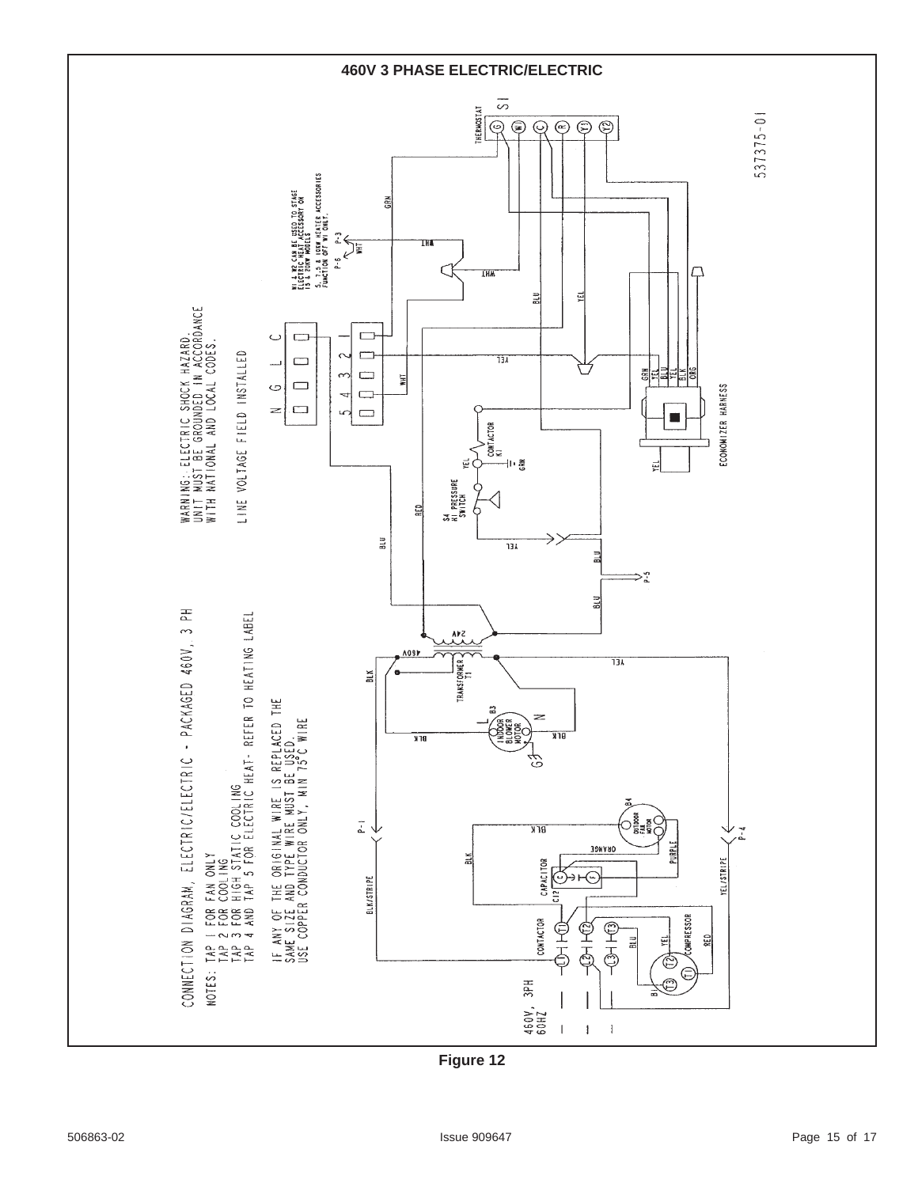## 460V 3 PHASE ELECTRIC/ELECTRIC

CONNECTION DIAGRAM, ELECTRIC/ELECTRIC - PACKAGED 460V, 3 PH

NOTES: TAP 1 FOR FAN ONLY
TAP 2 FOR COOLING
TAP 3 FOR HIGH STATIC COOLING
TAP 4 AND TAP 5 FOR ELECTRIC HEAT- REFER TO HEATING LABEL

IF ANY OF THE ORIGINAL WIRE IS REPLACED THE SAME SIZE AND TYPE WIRE MUST BE USED. USE COPPER CONDUCTOR ONLY, MIN 75°C WIRE

WARNING: ELECTRIC SHOCK HAZARD. UNIT MUST BE GROUNDED IN ACCORDANCE WITH NATIONAL AND LOCAL CODES.

LINE VOLTAGE FIELD INSTALLED

W1 & W2 CAN BE USED TO STAGE ELECTRIC HEAT ACCESSORY ON 15 & 20KW MODELS. 5, 7.5 & 10KW HEATER ACCESSORIES FUNCTION OFF W1 ONLY.

537375-01

Figure 12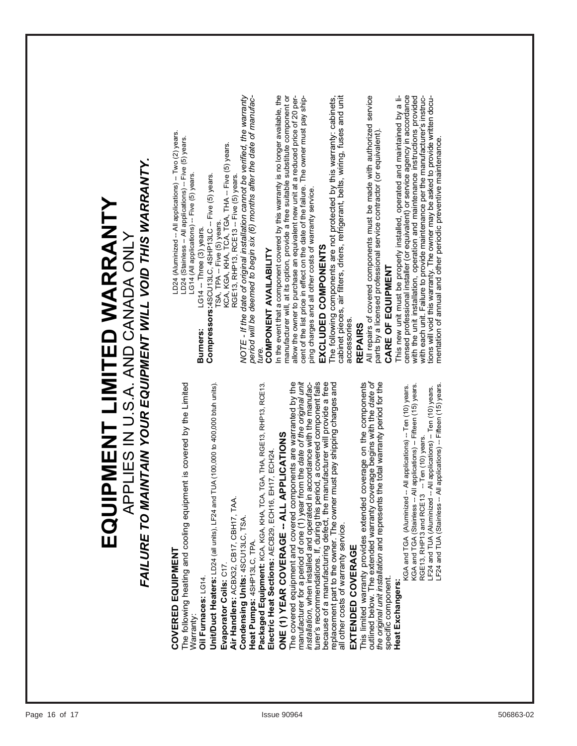# EQUIPMENT LIMITED WARRANTY

## APPLIES IN U.S.A. AND CANADA ONLY

### *FAILURE TO MAINTAIN YOUR EQUIPMENT WILL VOID THIS WARRANTY.*

**COVERED EQUIPMENT**

The following heating and cooling equipment is covered by the Limited Warranty:

**Oil Furnaces:** LG14.

**Unit/Duct Heaters:** LD24 (all units), LF24 and TUA (100,000 to 400,000 btuh units).

**Evaporator Coils:** C17.

**Air Handlers:** ACBX32, CB17, CBH17, TAA.

**Condensing Units:** 4SCU13LC, TSA.

**Heat Pumps:** 4SHP13LC, TPA.

**Packaged Equipment:** KCA, KGA, KHA, TCA, TGA, THA, RGE13, RHP13, RCE13.

**Electric Heat Sections:** AECB29, ECH16, EH17, ECH24.

**ONE (1) YEAR COVERAGE -- ALL APPLICATIONS**

The covered equipment and covered components are warranted by the manufacturer for a period of one (1) year from the *date of the original unit installation*, when installed and operated in accordance with the manufacturer's recommendations. If, during this period, a covered component fails because of a manufacturing defect, the manufacturer will provide a free replacement part to the owner. The owner must pay shipping charges and all other costs of warranty service.

**EXTENDED COVERAGE**

This limited warranty provides extended coverage on the components outlined below. The extended warranty coverage begins with the *date of the original unit installation* and represents the total warranty period for the specific component.

**Heat Exchangers:**

KGA and TGA (Aluminized -- All applications) -- Ten (10) years.
KGA and TGA (Stainless -- All applications) -- Fifteen (15) years.
RGE13, RHP13 and RCE13 -- Ten (10) years.
LF24 and TUA (Aluminized -- All applications) -- Ten (10) years.
LF24 and TUA (Stainless -- All applications) -- Fifteen (15) years.
LD24 (Aluminized -- All applications) -- Two (2) years.
LD24 (Stainless -- All applications) -- Five (5) years.
LG14 (All applications) -- Five (5) years.

**Burners:** LG14 -- Three (3) years.

**Compressors:** 4SCU13LC, 4SHP13LC -- Five (5) years.
TSA, TPA -- Five (5) years.
KCA, KGA, KHA, TCA, TGA, THA -- Five (5) years.
RGE13, RHP13, RCE13 -- Five (5) years.

*NOTE - If the date of original installation cannot be verified, the warranty period will be deemed to begin six (6) months after the date of manufacture.*

**COMPONENT AVAILABILITY**

In the event that a component covered by this warranty is no longer available, the manufacturer will, at its option, provide a free suitable substitute component or allow the owner to purchase an equivalent new unit at a reduced price of 20 percent of the list price in effect on the date of the failure. The owner must pay shipping charges and all other costs of warranty service.

**EXCLUDED COMPONENTS**

The following components are not protected by this warranty: cabinets, cabinet pieces, air filters, driers, refrigerant, belts, wiring, fuses and unit accessories.

**REPAIRS**

All repairs of covered components must be made with authorized service parts by a licensed professional service contractor (or equivalent).

**CARE OF EQUIPMENT**

This new unit must be properly installed, operated and maintained by a licensed professional installer (or equivalent) or service agency in accordance with the unit installation, operation and maintenance instructions provided with each unit. Failure to provide maintenance per the manufacturer's instructions will void this warranty. The owner may be asked to provide written documentation of annual and other periodic preventive maintenance.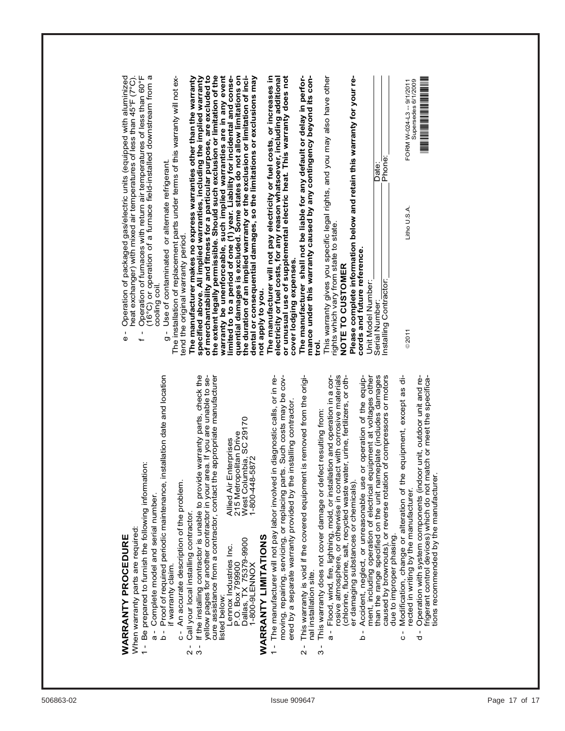## WARRANTY PROCEDURE

When warranty parts are required:

1 - Be prepared to furnish the following information:

- a - Complete model and serial number.
- b - Proof of required periodic maintenance, installation date and location if warranty claim.
- c - An accurate description of the problem.

2 - Call your local installing contractor.

3 - If the installing contractor is unable to provide warranty parts, check the yellow pages for another contractor in your area. If you are unable to secure assistance from a contractor, contact the appropriate manufacturer listed below:

| | |
|---|---|
| Lennox Industries Inc.<br>P.O. Box 799900<br>Dallas, TX 75379-9900<br>1-800-9LENNOX | Allied Air Enterprises<br>215 Metropolitan Drive<br>West Columbia, SC 29170<br>1-800-448-5872 |

## WARRANTY LIMITATIONS

1 - The manufacturer will not pay labor involved in diagnostic calls, or in removing, repairing, servicing, or replacing parts. Such costs may be covered by a separate warranty provided by the installing contractor.

2 - This warranty is void if the covered equipment is removed from the original installation site.

3 - This warranty does not cover damage or defect resulting from:

- a - Flood, wind, fire, lightning, mold, or installation and operation in a corrosive atmosphere, or otherwise in contact with corrosive materials (chlorine, fluorine, salt, recycled waste water, urine, fertilizers, or other damaging substances or chemicals).
- b - Accident, neglect, or unreasonable use or operation of the equipment, including operation of electrical equipment at voltages other than the range specified on the unit nameplate (includes damages caused by brownouts), or reverse rotation of compressors or motors due to improper phasing.
- c - Modification, change or alteration of the equipment, except as directed in writing by the manufacturer.
- d - Operation with system components (indoor unit, outdoor unit and refrigerant control devices) which do not match or meet the specifications recommended by the manufacturer.
- e - Operation of packaged gas/electric units (equipped with aluminized heat exchanger) with mixed air temperatures of less than 45°F (7°C).
- f - Operation of furnaces with return air temperatures of less than 60°F (16°C) or operation of a furnace field-installed downstream from a cooling coil.
- g - Use of contaminated or alternate refrigerant.

The installation of replacement parts under terms of this warranty will not extend the original warranty period.

**The manufacturer makes no express warranties other than the warranty specified above. All implied warranties, including the implied warranty of merchantability and fitness for a particular purpose, are excluded to the extent legally permissible. Should such exclusion or limitation of the warranty be unenforceable, such implied warranties are in any event limited to to a period of one (1) year. Liability for incidental and consequential damages is excluded. Some states do not allow limitations on the duration of an implied warranty or the exclusion or limitation of incidental or consequential damages, so the limitations or exclusions may not apply to you.**

**The manufacturer will not pay electricity or fuel costs, or increases in electricity or fuel costs, for any reason whatsoever, including additional or unusual use of supplemental electric heat. This warranty does not cover lodging expenses.**

**The manufacturer shall not be liable for any default or delay in performance under this warranty caused by any contingency beyond its control.**

This warranty gives you specific legal rights, and you may also have other rights which vary from state to state.

**NOTE TO CUSTOMER**

**Please complete information below and retain this warranty for your records and future reference.**

Unit Model Number: ______________________

Serial Number: ______________________ Date: ______________

Installing Contractor: ______________________ Phone: ______________

©2011 Litho U.S.A. FORM W-024-L3 -- 9/1/2011 Supersedes 6/1/2009